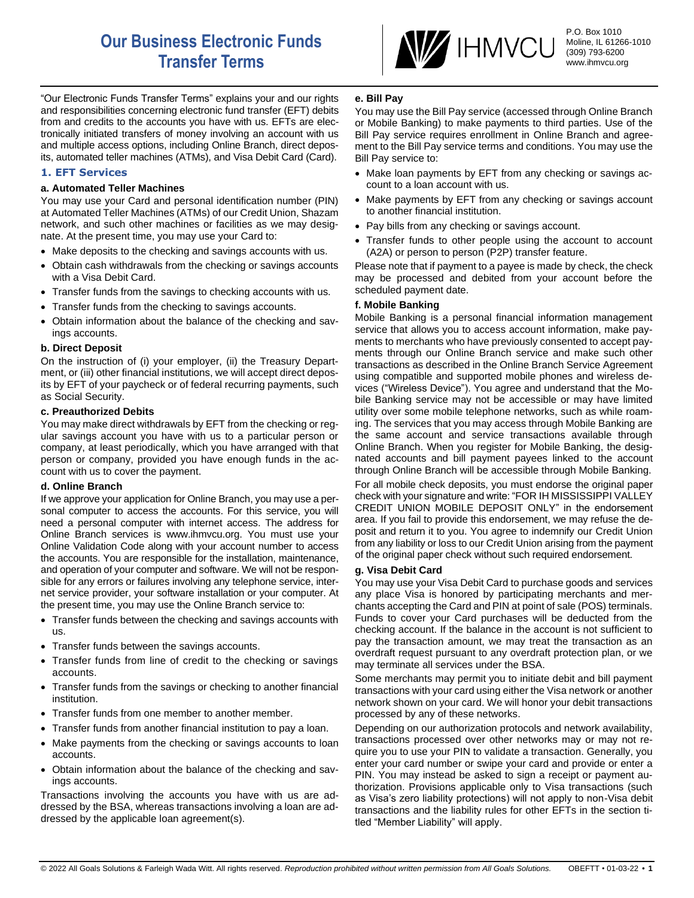# Our Business Electronic Funds Transfer Terms

IHMVCU
P.O. Box 1010
Moline, IL 61266-1010
(309) 793-6200
www.ihmvcu.org

"Our Electronic Funds Transfer Terms" explains your and our rights and responsibilities concerning electronic fund transfer (EFT) debits from and credits to the accounts you have with us. EFTs are electronically initiated transfers of money involving an account with us and multiple access options, including Online Branch, direct deposits, automated teller machines (ATMs), and Visa Debit Card (Card).

## 1. EFT Services

### a. Automated Teller Machines

You may use your Card and personal identification number (PIN) at Automated Teller Machines (ATMs) of our Credit Union, Shazam network, and such other machines or facilities as we may designate. At the present time, you may use your Card to:

- Make deposits to the checking and savings accounts with us.
- Obtain cash withdrawals from the checking or savings accounts with a Visa Debit Card.
- Transfer funds from the savings to checking accounts with us.
- Transfer funds from the checking to savings accounts.
- Obtain information about the balance of the checking and savings accounts.

### b. Direct Deposit

On the instruction of (i) your employer, (ii) the Treasury Department, or (iii) other financial institutions, we will accept direct deposits by EFT of your paycheck or of federal recurring payments, such as Social Security.

### c. Preauthorized Debits

You may make direct withdrawals by EFT from the checking or regular savings account you have with us to a particular person or company, at least periodically, which you have arranged with that person or company, provided you have enough funds in the account with us to cover the payment.

### d. Online Branch

If we approve your application for Online Branch, you may use a personal computer to access the accounts. For this service, you will need a personal computer with internet access. The address for Online Branch services is www.ihmvcu.org. You must use your Online Validation Code along with your account number to access the accounts. You are responsible for the installation, maintenance, and operation of your computer and software. We will not be responsible for any errors or failures involving any telephone service, internet service provider, your software installation or your computer. At the present time, you may use the Online Branch service to:

- Transfer funds between the checking and savings accounts with us.
- Transfer funds between the savings accounts.
- Transfer funds from line of credit to the checking or savings accounts.
- Transfer funds from the savings or checking to another financial institution.
- Transfer funds from one member to another member.
- Transfer funds from another financial institution to pay a loan.
- Make payments from the checking or savings accounts to loan accounts.
- Obtain information about the balance of the checking and savings accounts.

Transactions involving the accounts you have with us are addressed by the BSA, whereas transactions involving a loan are addressed by the applicable loan agreement(s).

### e. Bill Pay

You may use the Bill Pay service (accessed through Online Branch or Mobile Banking) to make payments to third parties. Use of the Bill Pay service requires enrollment in Online Branch and agreement to the Bill Pay service terms and conditions. You may use the Bill Pay service to:

- Make loan payments by EFT from any checking or savings account to a loan account with us.
- Make payments by EFT from any checking or savings account to another financial institution.
- Pay bills from any checking or savings account.
- Transfer funds to other people using the account to account (A2A) or person to person (P2P) transfer feature.

Please note that if payment to a payee is made by check, the check may be processed and debited from your account before the scheduled payment date.

### f. Mobile Banking

Mobile Banking is a personal financial information management service that allows you to access account information, make payments to merchants who have previously consented to accept payments through our Online Branch service and make such other transactions as described in the Online Branch Service Agreement using compatible and supported mobile phones and wireless devices ("Wireless Device"). You agree and understand that the Mobile Banking service may not be accessible or may have limited utility over some mobile telephone networks, such as while roaming. The services that you may access through Mobile Banking are the same account and service transactions available through Online Branch. When you register for Mobile Banking, the designated accounts and bill payment payees linked to the account through Online Branch will be accessible through Mobile Banking.

For all mobile check deposits, you must endorse the original paper check with your signature and write: "FOR IH MISSISSIPPI VALLEY CREDIT UNION MOBILE DEPOSIT ONLY" in the endorsement area. If you fail to provide this endorsement, we may refuse the deposit and return it to you. You agree to indemnify our Credit Union from any liability or loss to our Credit Union arising from the payment of the original paper check without such required endorsement.

### g. Visa Debit Card

You may use your Visa Debit Card to purchase goods and services any place Visa is honored by participating merchants and merchants accepting the Card and PIN at point of sale (POS) terminals. Funds to cover your Card purchases will be deducted from the checking account. If the balance in the account is not sufficient to pay the transaction amount, we may treat the transaction as an overdraft request pursuant to any overdraft protection plan, or we may terminate all services under the BSA.

Some merchants may permit you to initiate debit and bill payment transactions with your card using either the Visa network or another network shown on your card. We will honor your debit transactions processed by any of these networks.

Depending on our authorization protocols and network availability, transactions processed over other networks may or may not require you to use your PIN to validate a transaction. Generally, you enter your card number or swipe your card and provide or enter a PIN. You may instead be asked to sign a receipt or payment authorization. Provisions applicable only to Visa transactions (such as Visa's zero liability protections) will not apply to non-Visa debit transactions and the liability rules for other EFTs in the section titled "Member Liability" will apply.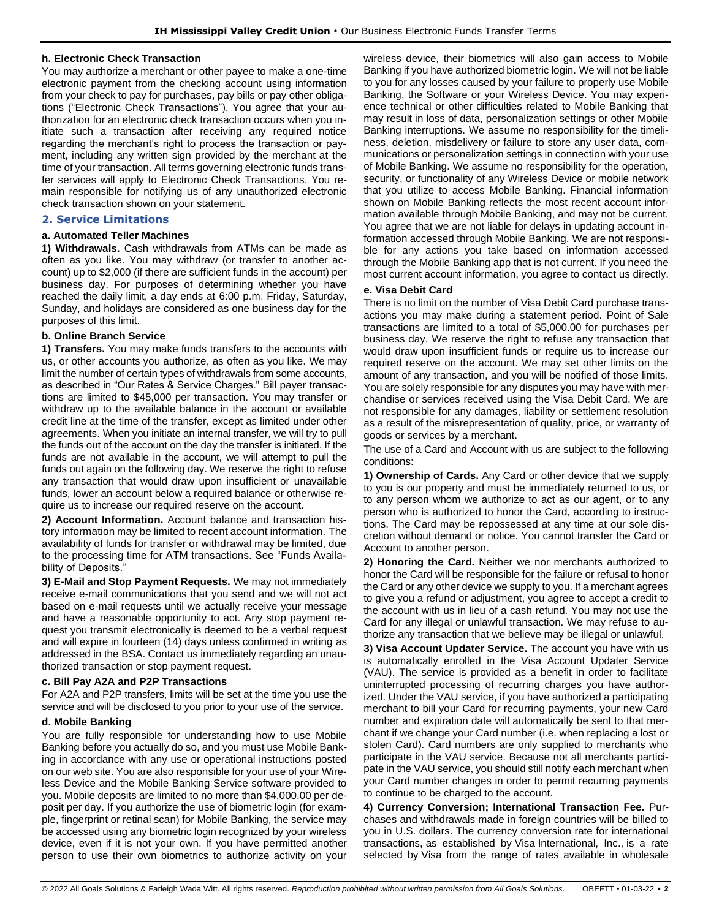#### h. Electronic Check Transaction

You may authorize a merchant or other payee to make a one-time electronic payment from the checking account using information from your check to pay for purchases, pay bills or pay other obligations ("Electronic Check Transactions"). You agree that your authorization for an electronic check transaction occurs when you initiate such a transaction after receiving any required notice regarding the merchant's right to process the transaction or payment, including any written sign provided by the merchant at the time of your transaction. All terms governing electronic funds transfer services will apply to Electronic Check Transactions. You remain responsible for notifying us of any unauthorized electronic check transaction shown on your statement.

### 2. Service Limitations

#### a. Automated Teller Machines

**1) Withdrawals.** Cash withdrawals from ATMs can be made as often as you like. You may withdraw (or transfer to another account) up to $2,000 (if there are sufficient funds in the account) per business day. For purposes of determining whether you have reached the daily limit, a day ends at 6:00 p.m. Friday, Saturday, Sunday, and holidays are considered as one business day for the purposes of this limit.

#### b. Online Branch Service

**1) Transfers.** You may make funds transfers to the accounts with us, or other accounts you authorize, as often as you like. We may limit the number of certain types of withdrawals from some accounts, as described in "Our Rates & Service Charges." Bill payer transactions are limited to $45,000 per transaction. You may transfer or withdraw up to the available balance in the account or available credit line at the time of the transfer, except as limited under other agreements. When you initiate an internal transfer, we will try to pull the funds out of the account on the day the transfer is initiated. If the funds are not available in the account, we will attempt to pull the funds out again on the following day. We reserve the right to refuse any transaction that would draw upon insufficient or unavailable funds, lower an account below a required balance or otherwise require us to increase our required reserve on the account.

**2) Account Information.** Account balance and transaction history information may be limited to recent account information. The availability of funds for transfer or withdrawal may be limited, due to the processing time for ATM transactions. See "Funds Availability of Deposits."

**3) E-Mail and Stop Payment Requests.** We may not immediately receive e-mail communications that you send and we will not act based on e-mail requests until we actually receive your message and have a reasonable opportunity to act. Any stop payment request you transmit electronically is deemed to be a verbal request and will expire in fourteen (14) days unless confirmed in writing as addressed in the BSA. Contact us immediately regarding an unauthorized transaction or stop payment request.

#### c. Bill Pay A2A and P2P Transactions

For A2A and P2P transfers, limits will be set at the time you use the service and will be disclosed to you prior to your use of the service.

#### d. Mobile Banking

You are fully responsible for understanding how to use Mobile Banking before you actually do so, and you must use Mobile Banking in accordance with any use or operational instructions posted on our web site. You are also responsible for your use of your Wireless Device and the Mobile Banking Service software provided to you. Mobile deposits are limited to no more than $4,000.00 per deposit per day. If you authorize the use of biometric login (for example, fingerprint or retinal scan) for Mobile Banking, the service may be accessed using any biometric login recognized by your wireless device, even if it is not your own. If you have permitted another person to use their own biometrics to authorize activity on your wireless device, their biometrics will also gain access to Mobile Banking if you have authorized biometric login. We will not be liable to you for any losses caused by your failure to properly use Mobile Banking, the Software or your Wireless Device. You may experience technical or other difficulties related to Mobile Banking that may result in loss of data, personalization settings or other Mobile Banking interruptions. We assume no responsibility for the timeliness, deletion, misdelivery or failure to store any user data, communications or personalization settings in connection with your use of Mobile Banking. We assume no responsibility for the operation, security, or functionality of any Wireless Device or mobile network that you utilize to access Mobile Banking. Financial information shown on Mobile Banking reflects the most recent account information available through Mobile Banking, and may not be current. You agree that we are not liable for delays in updating account information accessed through Mobile Banking. We are not responsible for any actions you take based on information accessed through the Mobile Banking app that is not current. If you need the most current account information, you agree to contact us directly.

#### e. Visa Debit Card

There is no limit on the number of Visa Debit Card purchase transactions you may make during a statement period. Point of Sale transactions are limited to a total of $5,000.00 for purchases per business day. We reserve the right to refuse any transaction that would draw upon insufficient funds or require us to increase our required reserve on the account. We may set other limits on the amount of any transaction, and you will be notified of those limits. You are solely responsible for any disputes you may have with merchandise or services received using the Visa Debit Card. We are not responsible for any damages, liability or settlement resolution as a result of the misrepresentation of quality, price, or warranty of goods or services by a merchant.

The use of a Card and Account with us are subject to the following conditions:

**1) Ownership of Cards.** Any Card or other device that we supply to you is our property and must be immediately returned to us, or to any person whom we authorize to act as our agent, or to any person who is authorized to honor the Card, according to instructions. The Card may be repossessed at any time at our sole discretion without demand or notice. You cannot transfer the Card or Account to another person.

**2) Honoring the Card.** Neither we nor merchants authorized to honor the Card will be responsible for the failure or refusal to honor the Card or any other device we supply to you. If a merchant agrees to give you a refund or adjustment, you agree to accept a credit to the account with us in lieu of a cash refund. You may not use the Card for any illegal or unlawful transaction. We may refuse to authorize any transaction that we believe may be illegal or unlawful.

**3) Visa Account Updater Service.** The account you have with us is automatically enrolled in the Visa Account Updater Service (VAU). The service is provided as a benefit in order to facilitate uninterrupted processing of recurring charges you have authorized. Under the VAU service, if you have authorized a participating merchant to bill your Card for recurring payments, your new Card number and expiration date will automatically be sent to that merchant if we change your Card number (i.e. when replacing a lost or stolen Card). Card numbers are only supplied to merchants who participate in the VAU service. Because not all merchants participate in the VAU service, you should still notify each merchant when your Card number changes in order to permit recurring payments to continue to be charged to the account.

**4) Currency Conversion; International Transaction Fee.** Purchases and withdrawals made in foreign countries will be billed to you in U.S. dollars. The currency conversion rate for international transactions, as established by Visa International, Inc., is a rate selected by Visa from the range of rates available in wholesale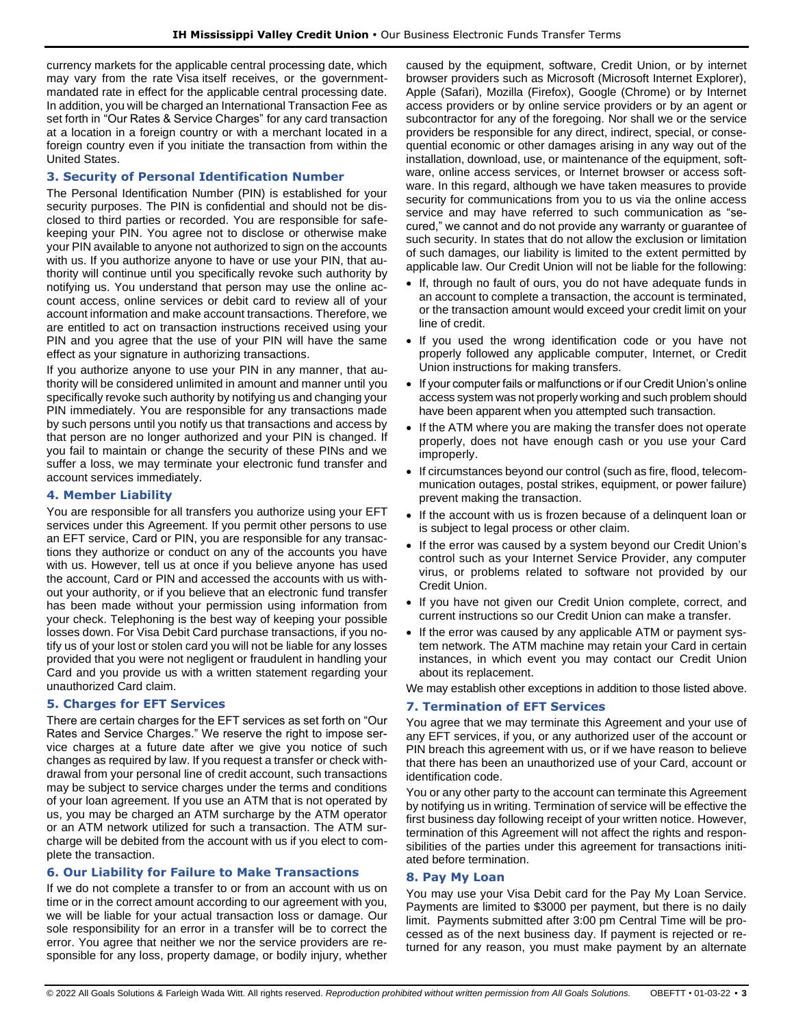currency markets for the applicable central processing date, which may vary from the rate Visa itself receives, or the government-mandated rate in effect for the applicable central processing date. In addition, you will be charged an International Transaction Fee as set forth in "Our Rates & Service Charges" for any card transaction at a location in a foreign country or with a merchant located in a foreign country even if you initiate the transaction from within the United States.

### 3. Security of Personal Identification Number

The Personal Identification Number (PIN) is established for your security purposes. The PIN is confidential and should not be disclosed to third parties or recorded. You are responsible for safekeeping your PIN. You agree not to disclose or otherwise make your PIN available to anyone not authorized to sign on the accounts with us. If you authorize anyone to have or use your PIN, that authority will continue until you specifically revoke such authority by notifying us. You understand that person may use the online account access, online services or debit card to review all of your account information and make account transactions. Therefore, we are entitled to act on transaction instructions received using your PIN and you agree that the use of your PIN will have the same effect as your signature in authorizing transactions.

If you authorize anyone to use your PIN in any manner, that authority will be considered unlimited in amount and manner until you specifically revoke such authority by notifying us and changing your PIN immediately. You are responsible for any transactions made by such persons until you notify us that transactions and access by that person are no longer authorized and your PIN is changed. If you fail to maintain or change the security of these PINs and we suffer a loss, we may terminate your electronic fund transfer and account services immediately.

### 4. Member Liability

You are responsible for all transfers you authorize using your EFT services under this Agreement. If you permit other persons to use an EFT service, Card or PIN, you are responsible for any transactions they authorize or conduct on any of the accounts you have with us. However, tell us at once if you believe anyone has used the account, Card or PIN and accessed the accounts with us without your authority, or if you believe that an electronic fund transfer has been made without your permission using information from your check. Telephoning is the best way of keeping your possible losses down. For Visa Debit Card purchase transactions, if you notify us of your lost or stolen card you will not be liable for any losses provided that you were not negligent or fraudulent in handling your Card and you provide us with a written statement regarding your unauthorized Card claim.

### 5. Charges for EFT Services

There are certain charges for the EFT services as set forth on "Our Rates and Service Charges." We reserve the right to impose service charges at a future date after we give you notice of such changes as required by law. If you request a transfer or check withdrawal from your personal line of credit account, such transactions may be subject to service charges under the terms and conditions of your loan agreement. If you use an ATM that is not operated by us, you may be charged an ATM surcharge by the ATM operator or an ATM network utilized for such a transaction. The ATM surcharge will be debited from the account with us if you elect to complete the transaction.

### 6. Our Liability for Failure to Make Transactions

If we do not complete a transfer to or from an account with us on time or in the correct amount according to our agreement with you, we will be liable for your actual transaction loss or damage. Our sole responsibility for an error in a transfer will be to correct the error. You agree that neither we nor the service providers are responsible for any loss, property damage, or bodily injury, whether caused by the equipment, software, Credit Union, or by internet browser providers such as Microsoft (Microsoft Internet Explorer), Apple (Safari), Mozilla (Firefox), Google (Chrome) or by Internet access providers or by online service providers or by an agent or subcontractor for any of the foregoing. Nor shall we or the service providers be responsible for any direct, indirect, special, or consequential economic or other damages arising in any way out of the installation, download, use, or maintenance of the equipment, software, online access services, or Internet browser or access software. In this regard, although we have taken measures to provide security for communications from you to us via the online access service and may have referred to such communication as "secured," we cannot and do not provide any warranty or guarantee of such security. In states that do not allow the exclusion or limitation of such damages, our liability is limited to the extent permitted by applicable law. Our Credit Union will not be liable for the following:

- If, through no fault of ours, you do not have adequate funds in an account to complete a transaction, the account is terminated, or the transaction amount would exceed your credit limit on your line of credit.
- If you used the wrong identification code or you have not properly followed any applicable computer, Internet, or Credit Union instructions for making transfers.
- If your computer fails or malfunctions or if our Credit Union's online access system was not properly working and such problem should have been apparent when you attempted such transaction.
- If the ATM where you are making the transfer does not operate properly, does not have enough cash or you use your Card improperly.
- If circumstances beyond our control (such as fire, flood, telecommunication outages, postal strikes, equipment, or power failure) prevent making the transaction.
- If the account with us is frozen because of a delinquent loan or is subject to legal process or other claim.
- If the error was caused by a system beyond our Credit Union's control such as your Internet Service Provider, any computer virus, or problems related to software not provided by our Credit Union.
- If you have not given our Credit Union complete, correct, and current instructions so our Credit Union can make a transfer.
- If the error was caused by any applicable ATM or payment system network. The ATM machine may retain your Card in certain instances, in which event you may contact our Credit Union about its replacement.

We may establish other exceptions in addition to those listed above.

### 7. Termination of EFT Services

You agree that we may terminate this Agreement and your use of any EFT services, if you, or any authorized user of the account or PIN breach this agreement with us, or if we have reason to believe that there has been an unauthorized use of your Card, account or identification code.

You or any other party to the account can terminate this Agreement by notifying us in writing. Termination of service will be effective the first business day following receipt of your written notice. However, termination of this Agreement will not affect the rights and responsibilities of the parties under this agreement for transactions initiated before termination.

### 8. Pay My Loan

You may use your Visa Debit card for the Pay My Loan Service. Payments are limited to $3000 per payment, but there is no daily limit. Payments submitted after 3:00 pm Central Time will be processed as of the next business day. If payment is rejected or returned for any reason, you must make payment by an alternate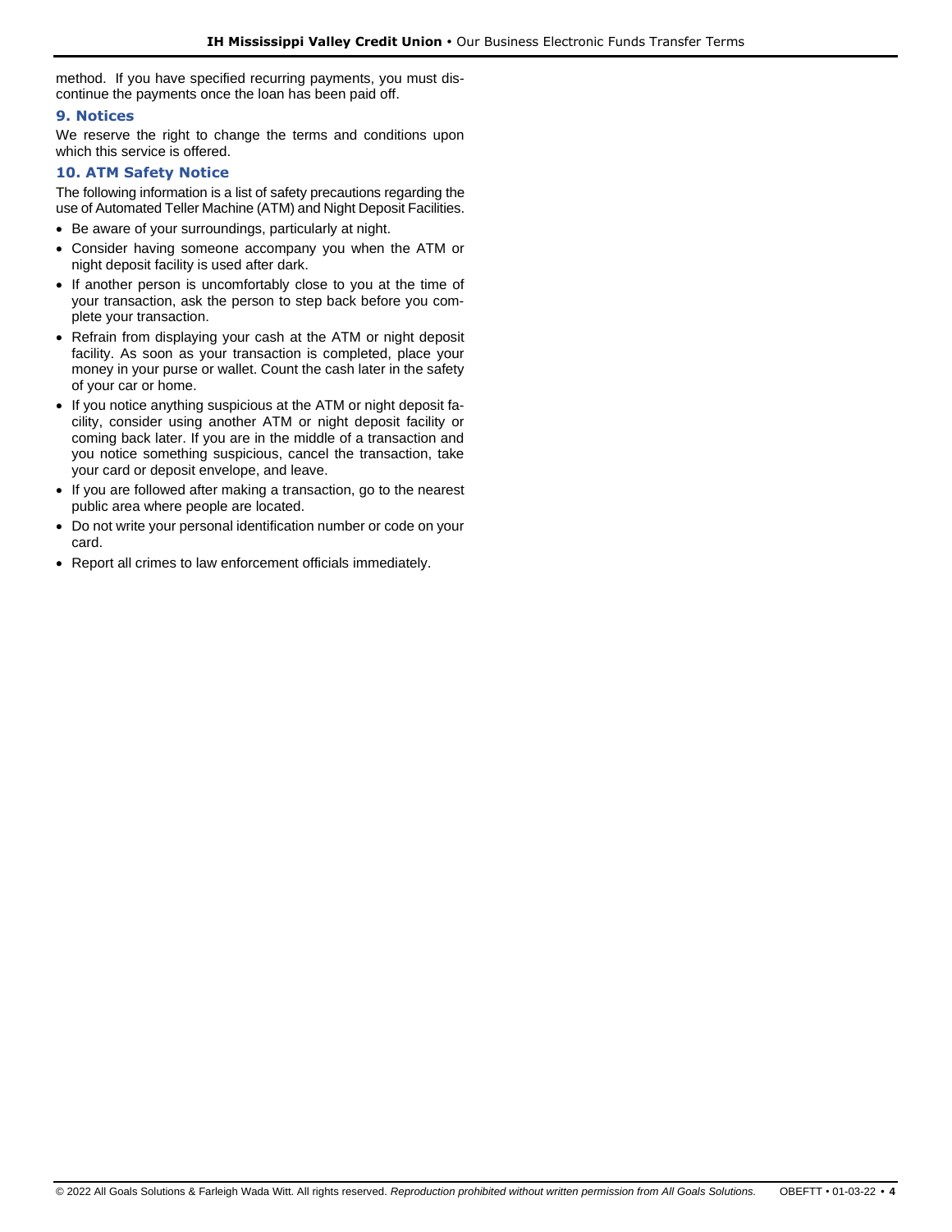method. If you have specified recurring payments, you must discontinue the payments once the loan has been paid off.

## 9. Notices

We reserve the right to change the terms and conditions upon which this service is offered.

## 10. ATM Safety Notice

The following information is a list of safety precautions regarding the use of Automated Teller Machine (ATM) and Night Deposit Facilities.

- Be aware of your surroundings, particularly at night.
- Consider having someone accompany you when the ATM or night deposit facility is used after dark.
- If another person is uncomfortably close to you at the time of your transaction, ask the person to step back before you complete your transaction.
- Refrain from displaying your cash at the ATM or night deposit facility. As soon as your transaction is completed, place your money in your purse or wallet. Count the cash later in the safety of your car or home.
- If you notice anything suspicious at the ATM or night deposit facility, consider using another ATM or night deposit facility or coming back later. If you are in the middle of a transaction and you notice something suspicious, cancel the transaction, take your card or deposit envelope, and leave.
- If you are followed after making a transaction, go to the nearest public area where people are located.
- Do not write your personal identification number or code on your card.
- Report all crimes to law enforcement officials immediately.